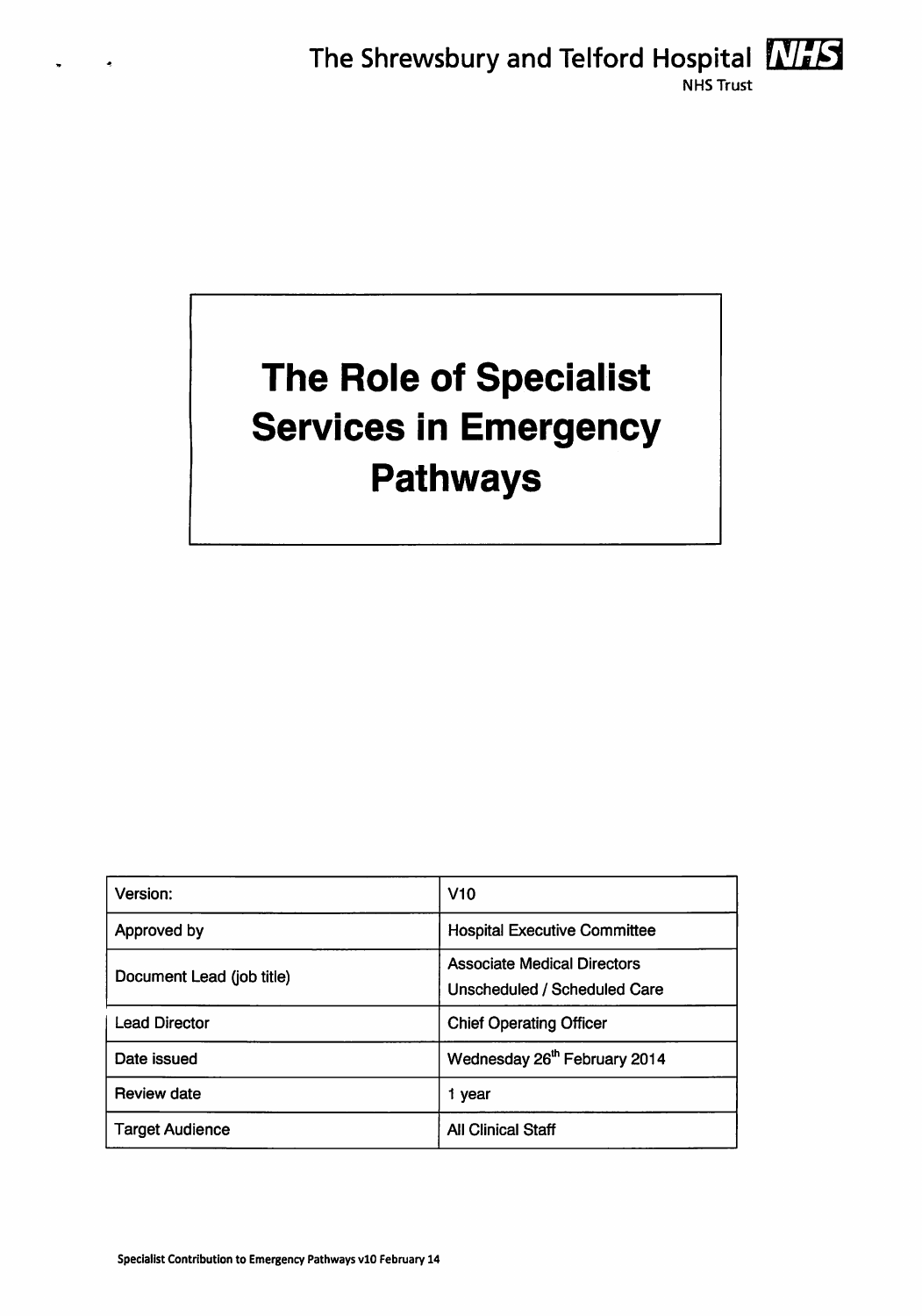The Shrewsbury and Telford Hospital NHS Trust

# The Role of Specialist Services in Emergency Pathways

| Version: | V10 |
|---|---|
| Approved by | Hospital Executive Committee |
| Document Lead (job title) | Associate Medical Directors Unscheduled / Scheduled Care |
| Lead Director | Chief Operating Officer |
| Date issued | Wednesday 26th February 2014 |
| Review date | 1 year |
| Target Audience | All Clinical Staff |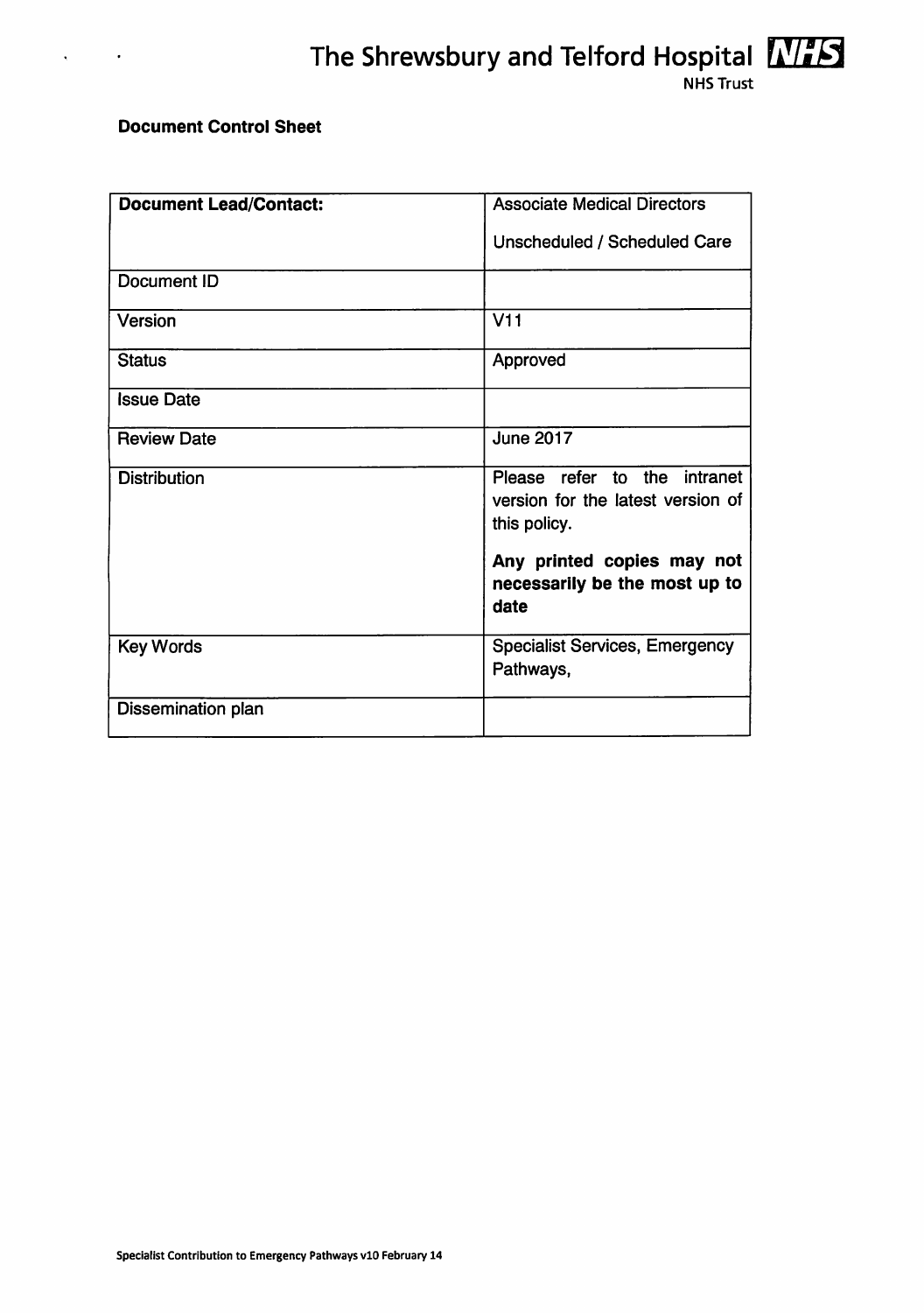**Document Control Sheet**

| **Document Lead/Contact:** | Associate Medical Directors<br><br>Unscheduled / Scheduled Care |
| --- | --- |
| Document ID | |
| Version | V11 |
| Status | Approved |
| Issue Date | |
| Review Date | June 2017 |
| Distribution | Please refer to the intranet version for the latest version of this policy.<br><br>**Any printed copies may not necessarily be the most up to date** |
| Key Words | Specialist Services, Emergency Pathways, |
| Dissemination plan | |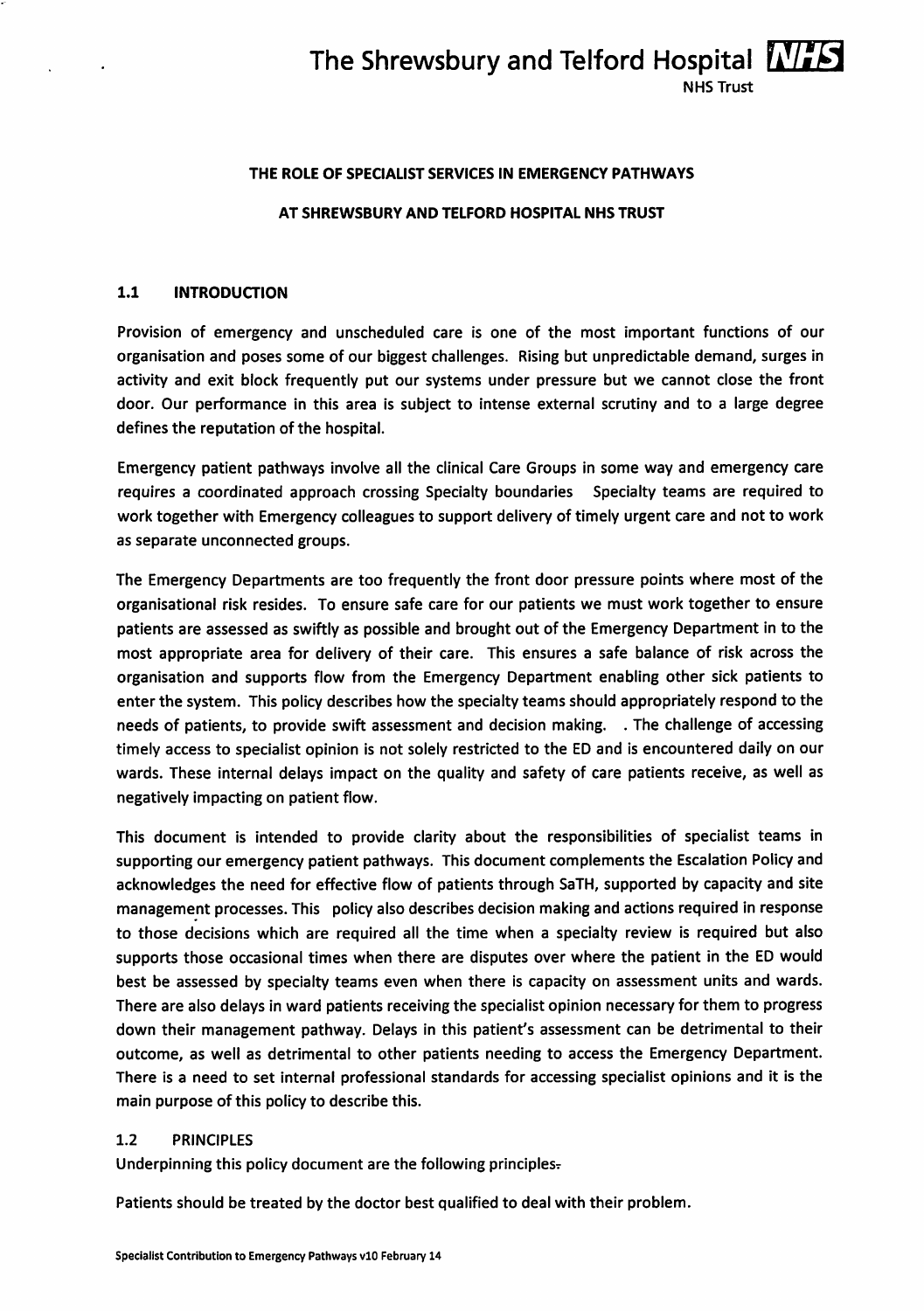# THE ROLE OF SPECIALIST SERVICES IN EMERGENCY PATHWAYS

# AT SHREWSBURY AND TELFORD HOSPITAL NHS TRUST

## 1.1 INTRODUCTION

Provision of emergency and unscheduled care is one of the most important functions of our organisation and poses some of our biggest challenges. Rising but unpredictable demand, surges in activity and exit block frequently put our systems under pressure but we cannot close the front door. Our performance in this area is subject to intense external scrutiny and to a large degree defines the reputation of the hospital.

Emergency patient pathways involve all the clinical Care Groups in some way and emergency care requires a coordinated approach crossing Specialty boundaries Specialty teams are required to work together with Emergency colleagues to support delivery of timely urgent care and not to work as separate unconnected groups.

The Emergency Departments are too frequently the front door pressure points where most of the organisational risk resides. To ensure safe care for our patients we must work together to ensure patients are assessed as swiftly as possible and brought out of the Emergency Department in to the most appropriate area for delivery of their care. This ensures a safe balance of risk across the organisation and supports flow from the Emergency Department enabling other sick patients to enter the system. This policy describes how the specialty teams should appropriately respond to the needs of patients, to provide swift assessment and decision making. . The challenge of accessing timely access to specialist opinion is not solely restricted to the ED and is encountered daily on our wards. These internal delays impact on the quality and safety of care patients receive, as well as negatively impacting on patient flow.

This document is intended to provide clarity about the responsibilities of specialist teams in supporting our emergency patient pathways. This document complements the Escalation Policy and acknowledges the need for effective flow of patients through SaTH, supported by capacity and site management processes. This policy also describes decision making and actions required in response to those decisions which are required all the time when a specialty review is required but also supports those occasional times when there are disputes over where the patient in the ED would best be assessed by specialty teams even when there is capacity on assessment units and wards. There are also delays in ward patients receiving the specialist opinion necessary for them to progress down their management pathway. Delays in this patient's assessment can be detrimental to their outcome, as well as detrimental to other patients needing to access the Emergency Department. There is a need to set internal professional standards for accessing specialist opinions and it is the main purpose of this policy to describe this.

## 1.2 PRINCIPLES

Underpinning this policy document are the following principles.

Patients should be treated by the doctor best qualified to deal with their problem.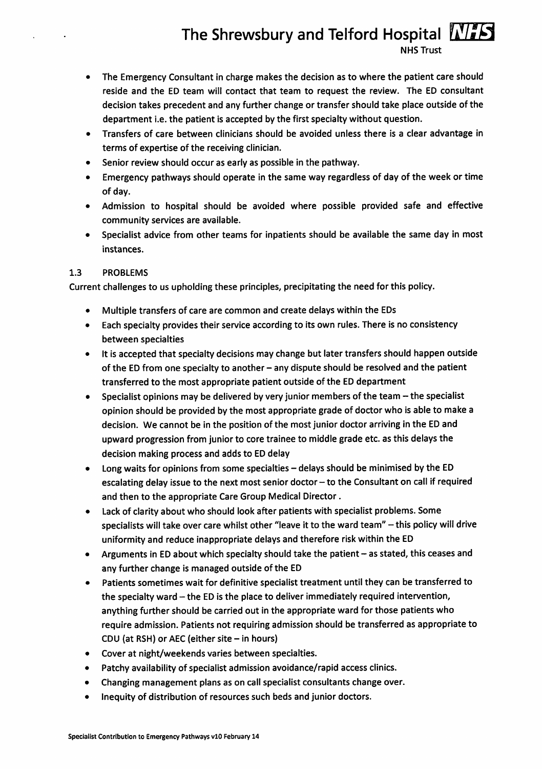- The Emergency Consultant in charge makes the decision as to where the patient care should reside and the ED team will contact that team to request the review. The ED consultant decision takes precedent and any further change or transfer should take place outside of the department i.e. the patient is accepted by the first specialty without question.
- Transfers of care between clinicians should be avoided unless there is a clear advantage in terms of expertise of the receiving clinician.
- Senior review should occur as early as possible in the pathway.
- Emergency pathways should operate in the same way regardless of day of the week or time of day.
- Admission to hospital should be avoided where possible provided safe and effective community services are available.
- Specialist advice from other teams for inpatients should be available the same day in most instances.

## 1.3 PROBLEMS

Current challenges to us upholding these principles, precipitating the need for this policy.

- Multiple transfers of care are common and create delays within the EDs
- Each specialty provides their service according to its own rules. There is no consistency between specialties
- It is accepted that specialty decisions may change but later transfers should happen outside of the ED from one specialty to another – any dispute should be resolved and the patient transferred to the most appropriate patient outside of the ED department
- Specialist opinions may be delivered by very junior members of the team – the specialist opinion should be provided by the most appropriate grade of doctor who is able to make a decision. We cannot be in the position of the most junior doctor arriving in the ED and upward progression from junior to core trainee to middle grade etc. as this delays the decision making process and adds to ED delay
- Long waits for opinions from some specialties – delays should be minimised by the ED escalating delay issue to the next most senior doctor – to the Consultant on call if required and then to the appropriate Care Group Medical Director .
- Lack of clarity about who should look after patients with specialist problems. Some specialists will take over care whilst other "leave it to the ward team" – this policy will drive uniformity and reduce inappropriate delays and therefore risk within the ED
- Arguments in ED about which specialty should take the patient – as stated, this ceases and any further change is managed outside of the ED
- Patients sometimes wait for definitive specialist treatment until they can be transferred to the specialty ward – the ED is the place to deliver immediately required intervention, anything further should be carried out in the appropriate ward for those patients who require admission. Patients not requiring admission should be transferred as appropriate to CDU (at RSH) or AEC (either site – in hours)
- Cover at night/weekends varies between specialties.
- Patchy availability of specialist admission avoidance/rapid access clinics.
- Changing management plans as on call specialist consultants change over.
- Inequity of distribution of resources such beds and junior doctors.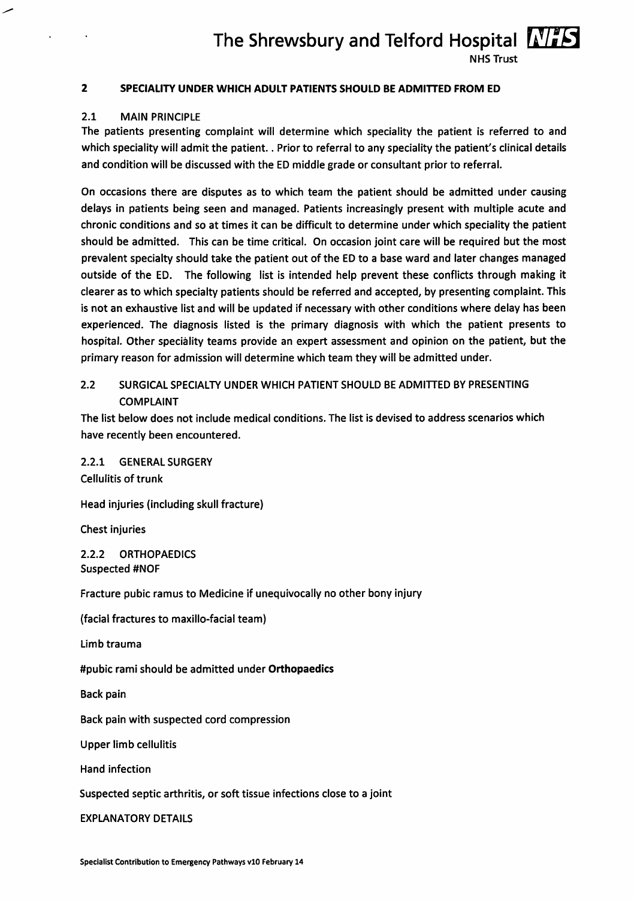## 2 SPECIALITY UNDER WHICH ADULT PATIENTS SHOULD BE ADMITTED FROM ED

### 2.1 MAIN PRINCIPLE

The patients presenting complaint will determine which speciality the patient is referred to and which speciality will admit the patient. . Prior to referral to any speciality the patient's clinical details and condition will be discussed with the ED middle grade or consultant prior to referral.

On occasions there are disputes as to which team the patient should be admitted under causing delays in patients being seen and managed. Patients increasingly present with multiple acute and chronic conditions and so at times it can be difficult to determine under which speciality the patient should be admitted. This can be time critical. On occasion joint care will be required but the most prevalent specialty should take the patient out of the ED to a base ward and later changes managed outside of the ED. The following list is intended help prevent these conflicts through making it clearer as to which specialty patients should be referred and accepted, by presenting complaint. This is not an exhaustive list and will be updated if necessary with other conditions where delay has been experienced. The diagnosis listed is the primary diagnosis with which the patient presents to hospital. Other speciality teams provide an expert assessment and opinion on the patient, but the primary reason for admission will determine which team they will be admitted under.

### 2.2 SURGICAL SPECIALTY UNDER WHICH PATIENT SHOULD BE ADMITTED BY PRESENTING COMPLAINT

The list below does not include medical conditions. The list is devised to address scenarios which have recently been encountered.

#### 2.2.1 GENERAL SURGERY

Cellulitis of trunk

Head injuries (including skull fracture)

Chest injuries

#### 2.2.2 ORTHOPAEDICS

Suspected #NOF

Fracture pubic ramus to Medicine if unequivocally no other bony injury

(facial fractures to maxillo-facial team)

Limb trauma

#pubic rami should be admitted under **Orthopaedics**

Back pain

Back pain with suspected cord compression

Upper limb cellulitis

Hand infection

Suspected septic arthritis, or soft tissue infections close to a joint

EXPLANATORY DETAILS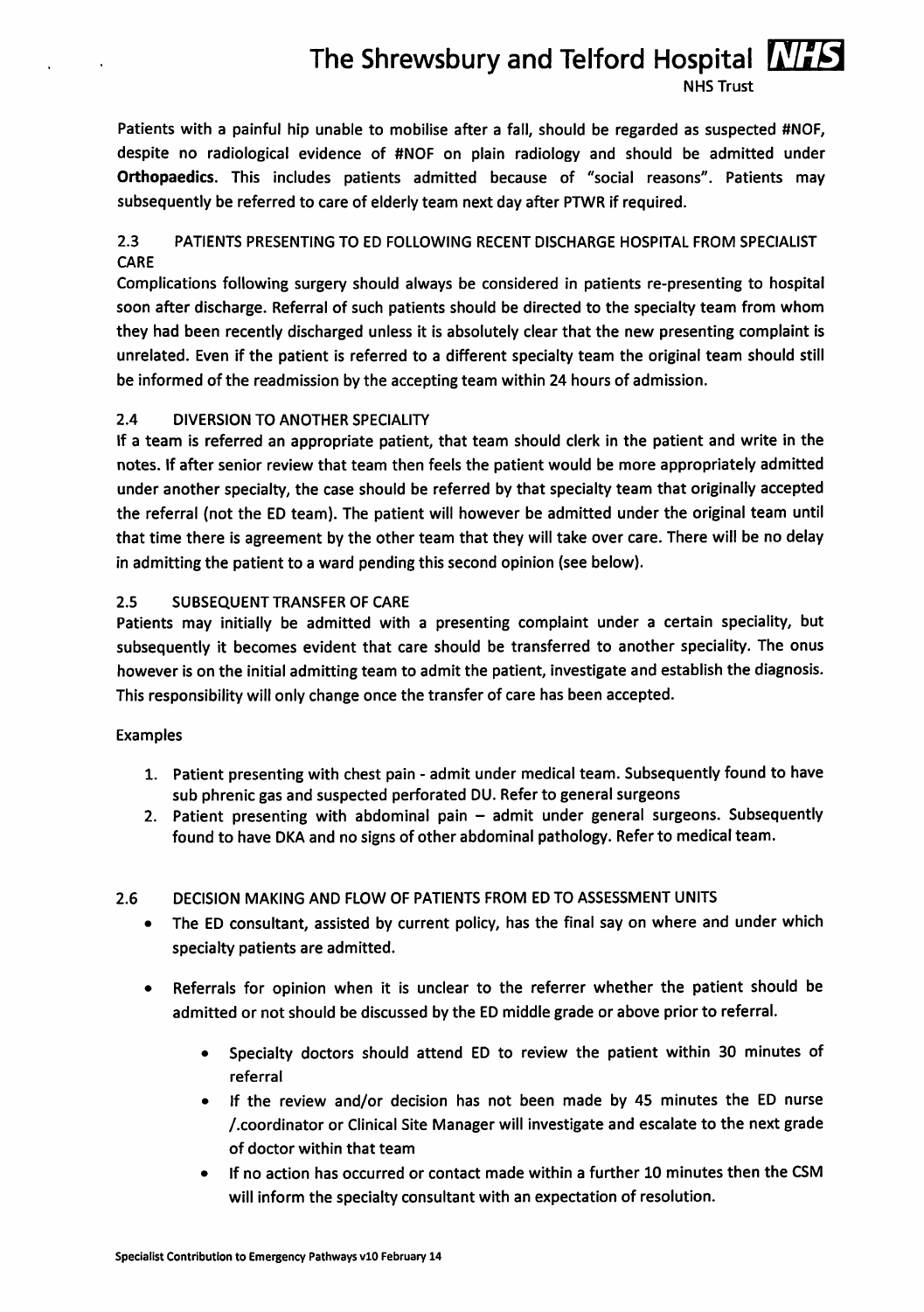Patients with a painful hip unable to mobilise after a fall, should be regarded as suspected #NOF, despite no radiological evidence of #NOF on plain radiology and should be admitted under **Orthopaedics**. This includes patients admitted because of "social reasons". Patients may subsequently be referred to care of elderly team next day after PTWR if required.

### 2.3 PATIENTS PRESENTING TO ED FOLLOWING RECENT DISCHARGE HOSPITAL FROM SPECIALIST CARE

Complications following surgery should always be considered in patients re-presenting to hospital soon after discharge. Referral of such patients should be directed to the specialty team from whom they had been recently discharged unless it is absolutely clear that the new presenting complaint is unrelated. Even if the patient is referred to a different specialty team the original team should still be informed of the readmission by the accepting team within 24 hours of admission.

### 2.4 DIVERSION TO ANOTHER SPECIALITY

If a team is referred an appropriate patient, that team should clerk in the patient and write in the notes. If after senior review that team then feels the patient would be more appropriately admitted under another specialty, the case should be referred by that specialty team that originally accepted the referral (not the ED team). The patient will however be admitted under the original team until that time there is agreement by the other team that they will take over care. There will be no delay in admitting the patient to a ward pending this second opinion (see below).

### 2.5 SUBSEQUENT TRANSFER OF CARE

Patients may initially be admitted with a presenting complaint under a certain speciality, but subsequently it becomes evident that care should be transferred to another speciality. The onus however is on the initial admitting team to admit the patient, investigate and establish the diagnosis. This responsibility will only change once the transfer of care has been accepted.

Examples

1. Patient presenting with chest pain - admit under medical team. Subsequently found to have sub phrenic gas and suspected perforated DU. Refer to general surgeons
2. Patient presenting with abdominal pain – admit under general surgeons. Subsequently found to have DKA and no signs of other abdominal pathology. Refer to medical team.

### 2.6 DECISION MAKING AND FLOW OF PATIENTS FROM ED TO ASSESSMENT UNITS

- The ED consultant, assisted by current policy, has the final say on where and under which specialty patients are admitted.
- Referrals for opinion when it is unclear to the referrer whether the patient should be admitted or not should be discussed by the ED middle grade or above prior to referral.
    - Specialty doctors should attend ED to review the patient within 30 minutes of referral
    - If the review and/or decision has not been made by 45 minutes the ED nurse /.coordinator or Clinical Site Manager will investigate and escalate to the next grade of doctor within that team
    - If no action has occurred or contact made within a further 10 minutes then the CSM will inform the specialty consultant with an expectation of resolution.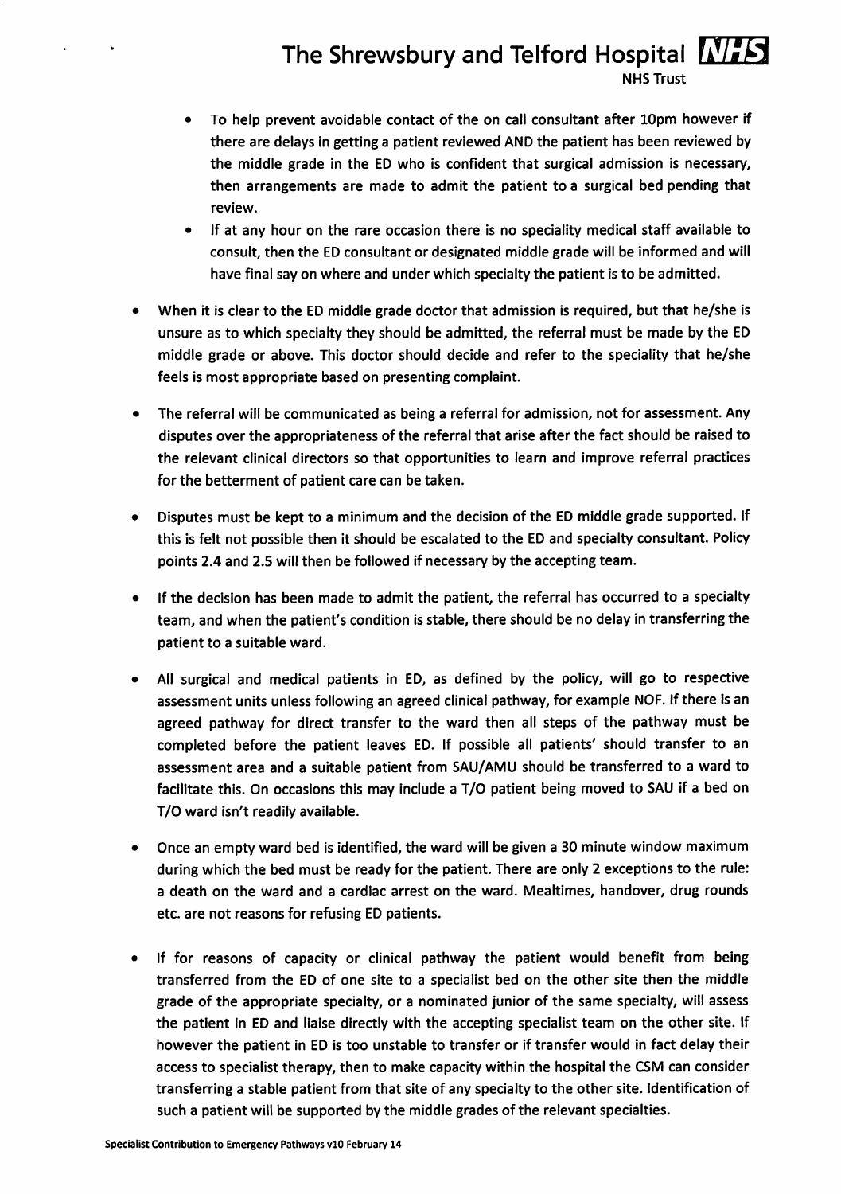- To help prevent avoidable contact of the on call consultant after 10pm however if there are delays in getting a patient reviewed AND the patient has been reviewed by the middle grade in the ED who is confident that surgical admission is necessary, then arrangements are made to admit the patient to a surgical bed pending that review.
- If at any hour on the rare occasion there is no speciality medical staff available to consult, then the ED consultant or designated middle grade will be informed and will have final say on where and under which specialty the patient is to be admitted.

- When it is clear to the ED middle grade doctor that admission is required, but that he/she is unsure as to which specialty they should be admitted, the referral must be made by the ED middle grade or above. This doctor should decide and refer to the speciality that he/she feels is most appropriate based on presenting complaint.

- The referral will be communicated as being a referral for admission, not for assessment. Any disputes over the appropriateness of the referral that arise after the fact should be raised to the relevant clinical directors so that opportunities to learn and improve referral practices for the betterment of patient care can be taken.

- Disputes must be kept to a minimum and the decision of the ED middle grade supported. If this is felt not possible then it should be escalated to the ED and specialty consultant. Policy points 2.4 and 2.5 will then be followed if necessary by the accepting team.

- If the decision has been made to admit the patient, the referral has occurred to a specialty team, and when the patient's condition is stable, there should be no delay in transferring the patient to a suitable ward.

- All surgical and medical patients in ED, as defined by the policy, will go to respective assessment units unless following an agreed clinical pathway, for example NOF. If there is an agreed pathway for direct transfer to the ward then all steps of the pathway must be completed before the patient leaves ED. If possible all patients' should transfer to an assessment area and a suitable patient from SAU/AMU should be transferred to a ward to facilitate this. On occasions this may include a T/O patient being moved to SAU if a bed on T/O ward isn't readily available.

- Once an empty ward bed is identified, the ward will be given a 30 minute window maximum during which the bed must be ready for the patient. There are only 2 exceptions to the rule: a death on the ward and a cardiac arrest on the ward. Mealtimes, handover, drug rounds etc. are not reasons for refusing ED patients.

- If for reasons of capacity or clinical pathway the patient would benefit from being transferred from the ED of one site to a specialist bed on the other site then the middle grade of the appropriate specialty, or a nominated junior of the same specialty, will assess the patient in ED and liaise directly with the accepting specialist team on the other site. If however the patient in ED is too unstable to transfer or if transfer would in fact delay their access to specialist therapy, then to make capacity within the hospital the CSM can consider transferring a stable patient from that site of any specialty to the other site. Identification of such a patient will be supported by the middle grades of the relevant specialties.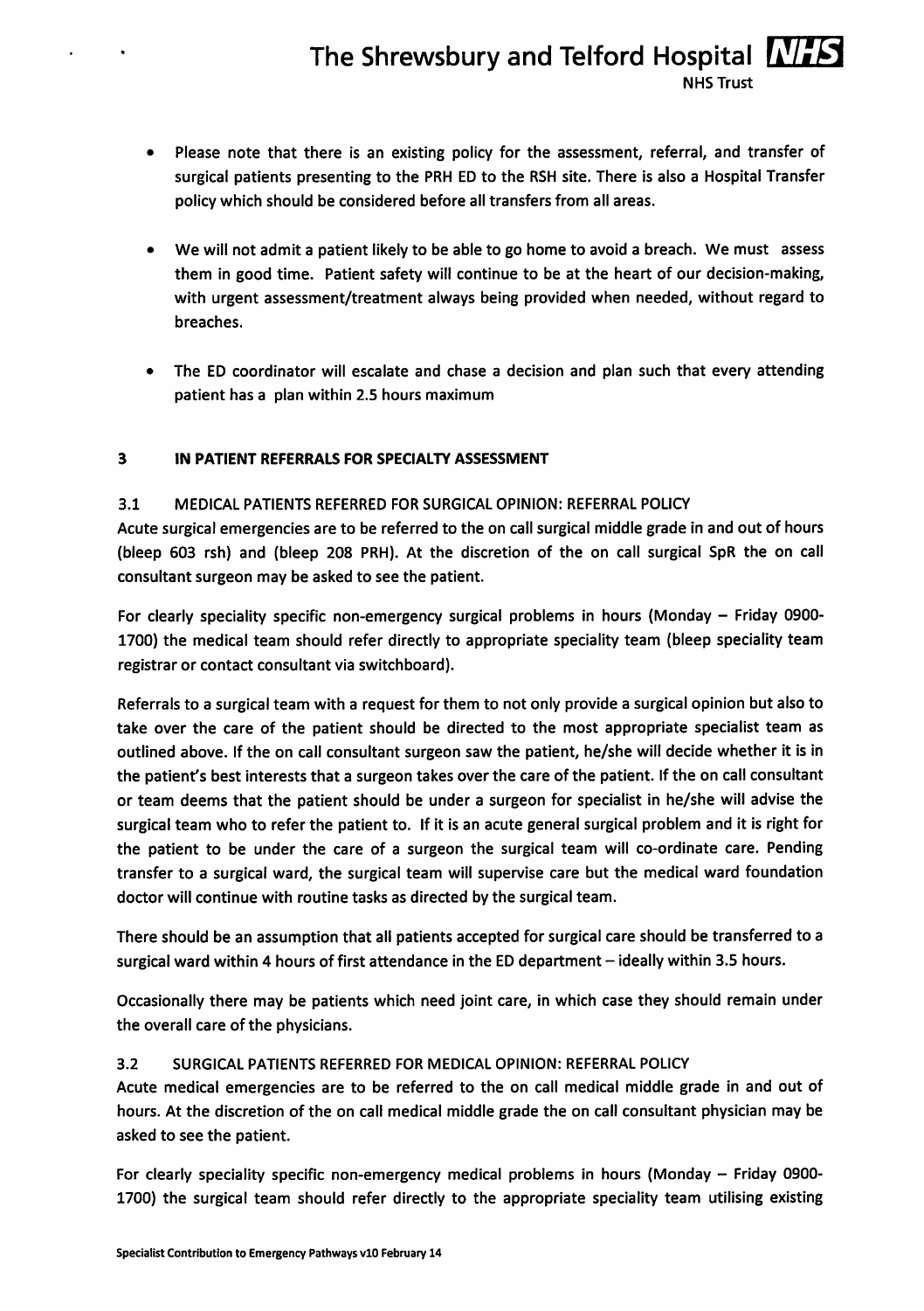- Please note that there is an existing policy for the assessment, referral, and transfer of surgical patients presenting to the PRH ED to the RSH site. There is also a Hospital Transfer policy which should be considered before all transfers from all areas.

- We will not admit a patient likely to be able to go home to avoid a breach. We must assess them in good time. Patient safety will continue to be at the heart of our decision-making, with urgent assessment/treatment always being provided when needed, without regard to breaches.

- The ED coordinator will escalate and chase a decision and plan such that every attending patient has a plan within 2.5 hours maximum

## 3 IN PATIENT REFERRALS FOR SPECIALTY ASSESSMENT

### 3.1 MEDICAL PATIENTS REFERRED FOR SURGICAL OPINION: REFERRAL POLICY

Acute surgical emergencies are to be referred to the on call surgical middle grade in and out of hours (bleep 603 rsh) and (bleep 208 PRH). At the discretion of the on call surgical SpR the on call consultant surgeon may be asked to see the patient.

For clearly speciality specific non-emergency surgical problems in hours (Monday – Friday 0900-1700) the medical team should refer directly to appropriate speciality team (bleep speciality team registrar or contact consultant via switchboard).

Referrals to a surgical team with a request for them to not only provide a surgical opinion but also to take over the care of the patient should be directed to the most appropriate specialist team as outlined above. If the on call consultant surgeon saw the patient, he/she will decide whether it is in the patient's best interests that a surgeon takes over the care of the patient. If the on call consultant or team deems that the patient should be under a surgeon for specialist in he/she will advise the surgical team who to refer the patient to. If it is an acute general surgical problem and it is right for the patient to be under the care of a surgeon the surgical team will co-ordinate care. Pending transfer to a surgical ward, the surgical team will supervise care but the medical ward foundation doctor will continue with routine tasks as directed by the surgical team.

There should be an assumption that all patients accepted for surgical care should be transferred to a surgical ward within 4 hours of first attendance in the ED department – ideally within 3.5 hours.

Occasionally there may be patients which need joint care, in which case they should remain under the overall care of the physicians.

### 3.2 SURGICAL PATIENTS REFERRED FOR MEDICAL OPINION: REFERRAL POLICY

Acute medical emergencies are to be referred to the on call medical middle grade in and out of hours. At the discretion of the on call medical middle grade the on call consultant physician may be asked to see the patient.

For clearly speciality specific non-emergency medical problems in hours (Monday – Friday 0900-1700) the surgical team should refer directly to the appropriate speciality team utilising existing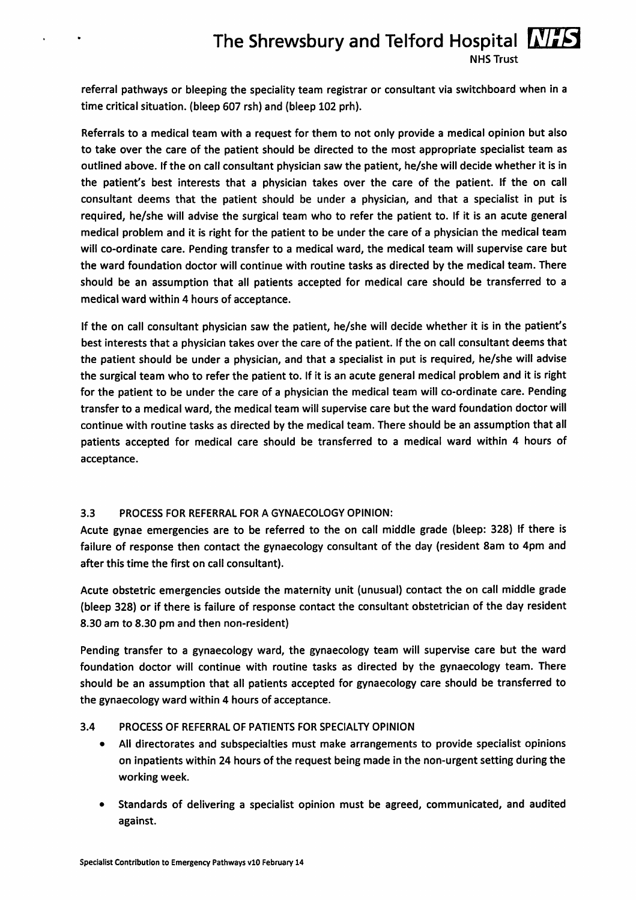referral pathways or bleeping the speciality team registrar or consultant via switchboard when in a time critical situation. (bleep 607 rsh) and (bleep 102 prh).

Referrals to a medical team with a request for them to not only provide a medical opinion but also to take over the care of the patient should be directed to the most appropriate specialist team as outlined above. If the on call consultant physician saw the patient, he/she will decide whether it is in the patient's best interests that a physician takes over the care of the patient. If the on call consultant deems that the patient should be under a physician, and that a specialist in put is required, he/she will advise the surgical team who to refer the patient to. If it is an acute general medical problem and it is right for the patient to be under the care of a physician the medical team will co-ordinate care. Pending transfer to a medical ward, the medical team will supervise care but the ward foundation doctor will continue with routine tasks as directed by the medical team. There should be an assumption that all patients accepted for medical care should be transferred to a medical ward within 4 hours of acceptance.

If the on call consultant physician saw the patient, he/she will decide whether it is in the patient's best interests that a physician takes over the care of the patient. If the on call consultant deems that the patient should be under a physician, and that a specialist in put is required, he/she will advise the surgical team who to refer the patient to. If it is an acute general medical problem and it is right for the patient to be under the care of a physician the medical team will co-ordinate care. Pending transfer to a medical ward, the medical team will supervise care but the ward foundation doctor will continue with routine tasks as directed by the medical team. There should be an assumption that all patients accepted for medical care should be transferred to a medical ward within 4 hours of acceptance.

### 3.3 PROCESS FOR REFERRAL FOR A GYNAECOLOGY OPINION:

Acute gynae emergencies are to be referred to the on call middle grade (bleep: 328) If there is failure of response then contact the gynaecology consultant of the day (resident 8am to 4pm and after this time the first on call consultant).

Acute obstetric emergencies outside the maternity unit (unusual) contact the on call middle grade (bleep 328) or if there is failure of response contact the consultant obstetrician of the day resident 8.30 am to 8.30 pm and then non-resident)

Pending transfer to a gynaecology ward, the gynaecology team will supervise care but the ward foundation doctor will continue with routine tasks as directed by the gynaecology team. There should be an assumption that all patients accepted for gynaecology care should be transferred to the gynaecology ward within 4 hours of acceptance.

### 3.4 PROCESS OF REFERRAL OF PATIENTS FOR SPECIALTY OPINION

- All directorates and subspecialties must make arrangements to provide specialist opinions on inpatients within 24 hours of the request being made in the non-urgent setting during the working week.
- Standards of delivering a specialist opinion must be agreed, communicated, and audited against.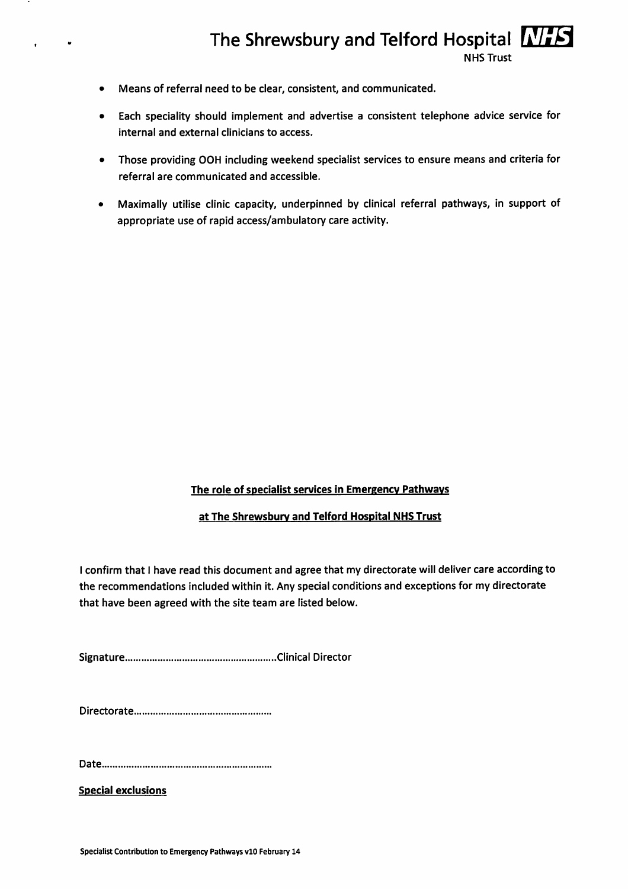- Means of referral need to be clear, consistent, and communicated.
- Each speciality should implement and advertise a consistent telephone advice service for internal and external clinicians to access.
- Those providing OOH including weekend specialist services to ensure means and criteria for referral are communicated and accessible.
- Maximally utilise clinic capacity, underpinned by clinical referral pathways, in support of appropriate use of rapid access/ambulatory care activity.

**The role of specialist services in Emergency Pathways**

**at The Shrewsbury and Telford Hospital NHS Trust**

I confirm that I have read this document and agree that my directorate will deliver care according to the recommendations included within it. Any special conditions and exceptions for my directorate that have been agreed with the site team are listed below.

Signature.....................................................Clinical Director

Directorate................................................

Date..........................................................

**Special exclusions**